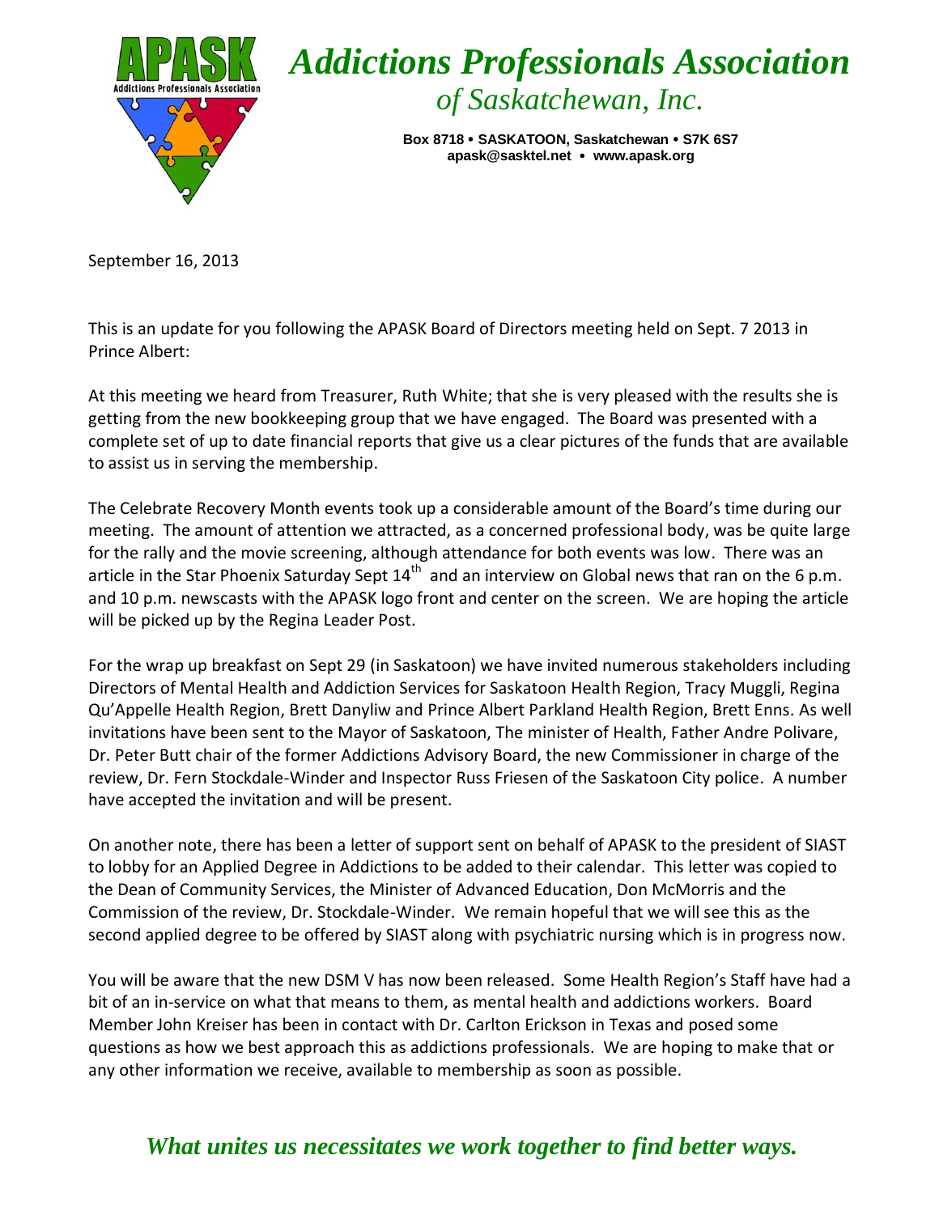# Addictions Professionals Association

## *of Saskatchewan, Inc.*

**Box 8718 • SASKATOON, Saskatchewan • S7K 6S7**
**apask@sasktel.net • www.apask.org**

September 16, 2013

This is an update for you following the APASK Board of Directors meeting held on Sept. 7 2013 in Prince Albert:

At this meeting we heard from Treasurer, Ruth White; that she is very pleased with the results she is getting from the new bookkeeping group that we have engaged. The Board was presented with a complete set of up to date financial reports that give us a clear pictures of the funds that are available to assist us in serving the membership.

The Celebrate Recovery Month events took up a considerable amount of the Board's time during our meeting. The amount of attention we attracted, as a concerned professional body, was be quite large for the rally and the movie screening, although attendance for both events was low. There was an article in the Star Phoenix Saturday Sept 14th and an interview on Global news that ran on the 6 p.m. and 10 p.m. newscasts with the APASK logo front and center on the screen. We are hoping the article will be picked up by the Regina Leader Post.

For the wrap up breakfast on Sept 29 (in Saskatoon) we have invited numerous stakeholders including Directors of Mental Health and Addiction Services for Saskatoon Health Region, Tracy Muggli, Regina Qu'Appelle Health Region, Brett Danyliw and Prince Albert Parkland Health Region, Brett Enns. As well invitations have been sent to the Mayor of Saskatoon, The minister of Health, Father Andre Polivare, Dr. Peter Butt chair of the former Addictions Advisory Board, the new Commissioner in charge of the review, Dr. Fern Stockdale-Winder and Inspector Russ Friesen of the Saskatoon City police. A number have accepted the invitation and will be present.

On another note, there has been a letter of support sent on behalf of APASK to the president of SIAST to lobby for an Applied Degree in Addictions to be added to their calendar. This letter was copied to the Dean of Community Services, the Minister of Advanced Education, Don McMorris and the Commission of the review, Dr. Stockdale-Winder. We remain hopeful that we will see this as the second applied degree to be offered by SIAST along with psychiatric nursing which is in progress now.

You will be aware that the new DSM V has now been released. Some Health Region's Staff have had a bit of an in-service on what that means to them, as mental health and addictions workers. Board Member John Kreiser has been in contact with Dr. Carlton Erickson in Texas and posed some questions as how we best approach this as addictions professionals. We are hoping to make that or any other information we receive, available to membership as soon as possible.

*What unites us necessitates we work together to find better ways.*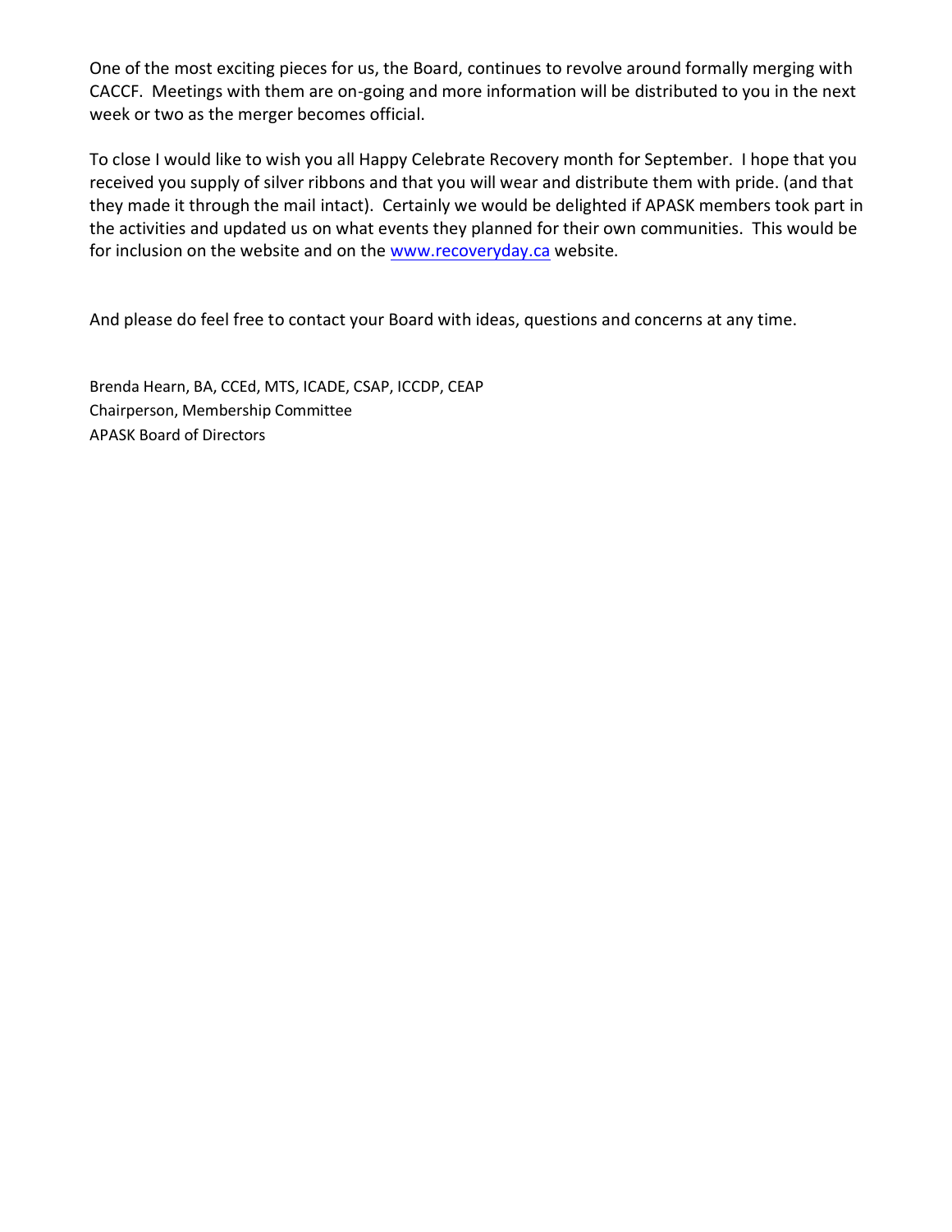One of the most exciting pieces for us, the Board, continues to revolve around formally merging with CACCF. Meetings with them are on-going and more information will be distributed to you in the next week or two as the merger becomes official.

To close I would like to wish you all Happy Celebrate Recovery month for September. I hope that you received you supply of silver ribbons and that you will wear and distribute them with pride. (and that they made it through the mail intact). Certainly we would be delighted if APASK members took part in the activities and updated us on what events they planned for their own communities. This would be for inclusion on the website and on the www.recoveryday.ca website.

And please do feel free to contact your Board with ideas, questions and concerns at any time.

Brenda Hearn, BA, CCEd, MTS, ICADE, CSAP, ICCDP, CEAP
Chairperson, Membership Committee
APASK Board of Directors